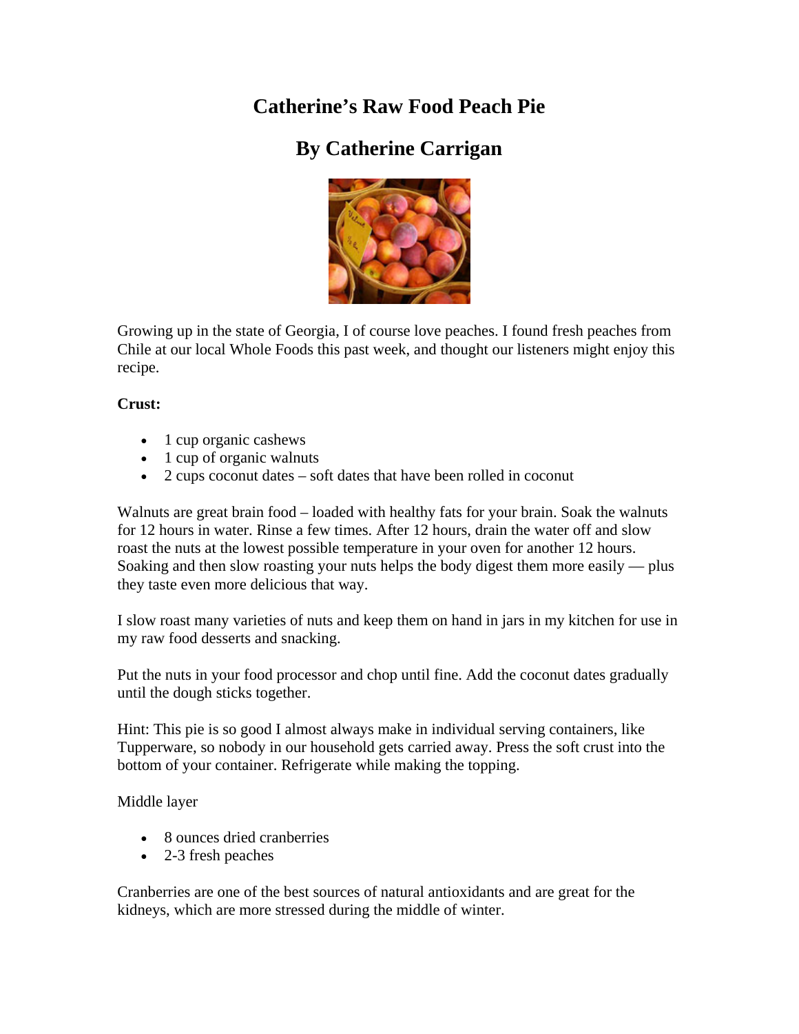# Catherine's Raw Food Peach Pie

## By Catherine Carrigan

Growing up in the state of Georgia, I of course love peaches. I found fresh peaches from Chile at our local Whole Foods this past week, and thought our listeners might enjoy this recipe.

**Crust:**

- 1 cup organic cashews
- 1 cup of organic walnuts
- 2 cups coconut dates – soft dates that have been rolled in coconut

Walnuts are great brain food – loaded with healthy fats for your brain. Soak the walnuts for 12 hours in water. Rinse a few times. After 12 hours, drain the water off and slow roast the nuts at the lowest possible temperature in your oven for another 12 hours. Soaking and then slow roasting your nuts helps the body digest them more easily — plus they taste even more delicious that way.

I slow roast many varieties of nuts and keep them on hand in jars in my kitchen for use in my raw food desserts and snacking.

Put the nuts in your food processor and chop until fine. Add the coconut dates gradually until the dough sticks together.

Hint: This pie is so good I almost always make in individual serving containers, like Tupperware, so nobody in our household gets carried away. Press the soft crust into the bottom of your container. Refrigerate while making the topping.

Middle layer

- 8 ounces dried cranberries
- 2-3 fresh peaches

Cranberries are one of the best sources of natural antioxidants and are great for the kidneys, which are more stressed during the middle of winter.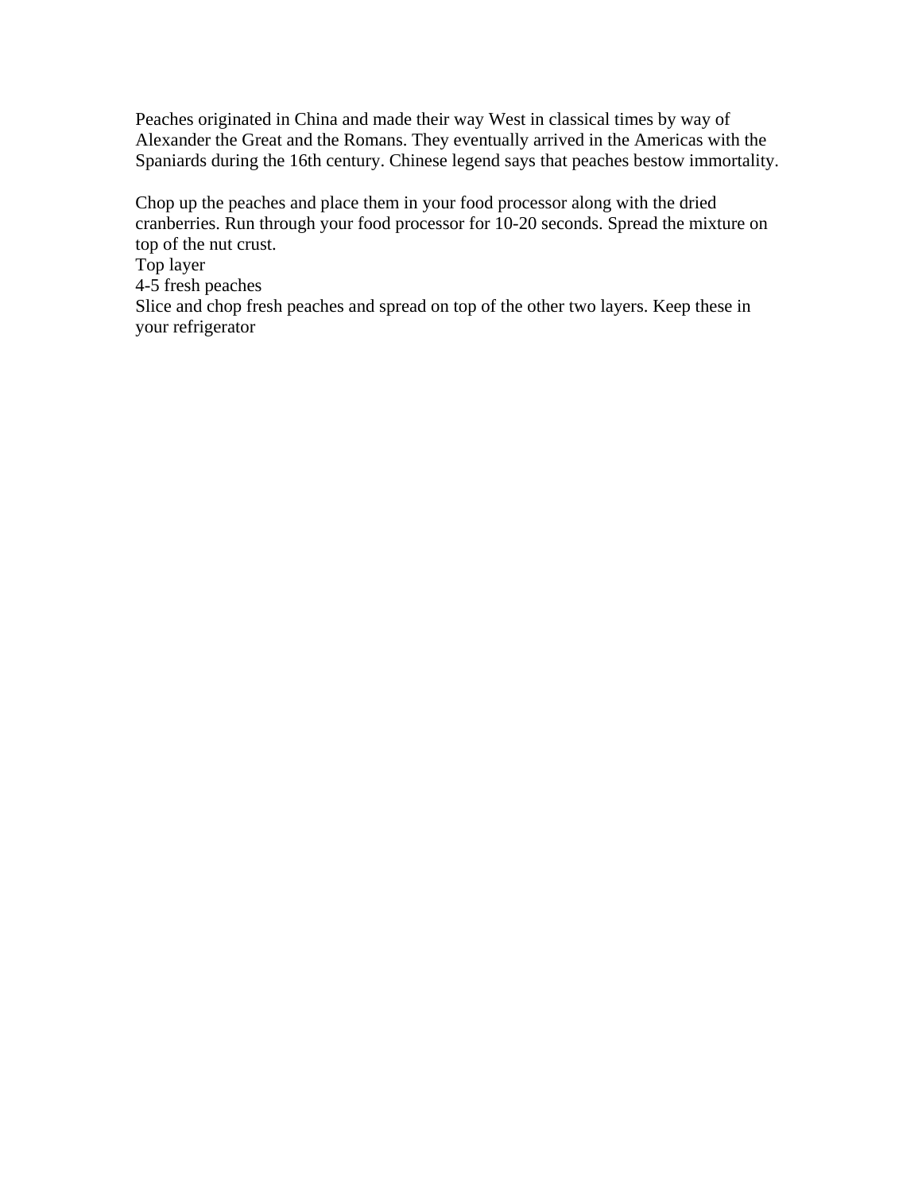Peaches originated in China and made their way West in classical times by way of Alexander the Great and the Romans. They eventually arrived in the Americas with the Spaniards during the 16th century. Chinese legend says that peaches bestow immortality.

Chop up the peaches and place them in your food processor along with the dried cranberries. Run through your food processor for 10-20 seconds. Spread the mixture on top of the nut crust.

Top layer

4-5 fresh peaches

Slice and chop fresh peaches and spread on top of the other two layers. Keep these in your refrigerator